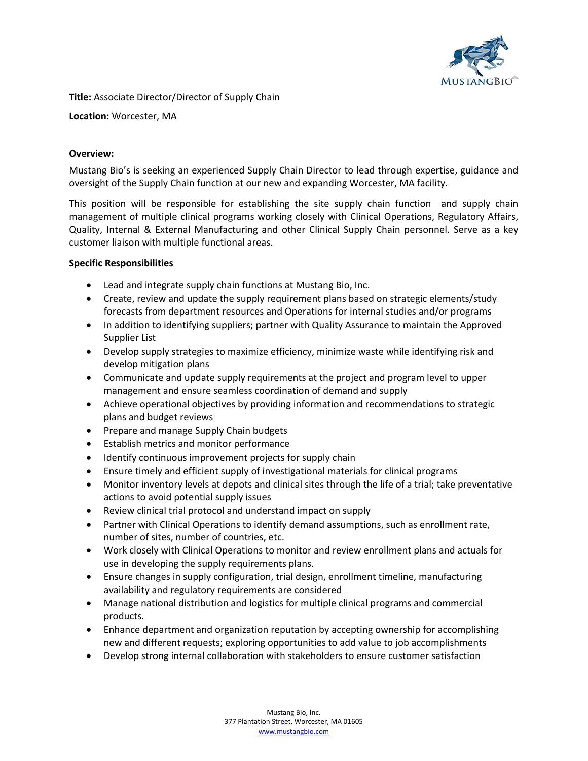**Title:** Associate Director/Director of Supply Chain

**Location:** Worcester, MA

**Overview:**

Mustang Bio's is seeking an experienced Supply Chain Director to lead through expertise, guidance and oversight of the Supply Chain function at our new and expanding Worcester, MA facility.

This position will be responsible for establishing the site supply chain function and supply chain management of multiple clinical programs working closely with Clinical Operations, Regulatory Affairs, Quality, Internal & External Manufacturing and other Clinical Supply Chain personnel. Serve as a key customer liaison with multiple functional areas.

**Specific Responsibilities**

- Lead and integrate supply chain functions at Mustang Bio, Inc.
- Create, review and update the supply requirement plans based on strategic elements/study forecasts from department resources and Operations for internal studies and/or programs
- In addition to identifying suppliers; partner with Quality Assurance to maintain the Approved Supplier List
- Develop supply strategies to maximize efficiency, minimize waste while identifying risk and develop mitigation plans
- Communicate and update supply requirements at the project and program level to upper management and ensure seamless coordination of demand and supply
- Achieve operational objectives by providing information and recommendations to strategic plans and budget reviews
- Prepare and manage Supply Chain budgets
- Establish metrics and monitor performance
- Identify continuous improvement projects for supply chain
- Ensure timely and efficient supply of investigational materials for clinical programs
- Monitor inventory levels at depots and clinical sites through the life of a trial; take preventative actions to avoid potential supply issues
- Review clinical trial protocol and understand impact on supply
- Partner with Clinical Operations to identify demand assumptions, such as enrollment rate, number of sites, number of countries, etc.
- Work closely with Clinical Operations to monitor and review enrollment plans and actuals for use in developing the supply requirements plans.
- Ensure changes in supply configuration, trial design, enrollment timeline, manufacturing availability and regulatory requirements are considered
- Manage national distribution and logistics for multiple clinical programs and commercial products.
- Enhance department and organization reputation by accepting ownership for accomplishing new and different requests; exploring opportunities to add value to job accomplishments
- Develop strong internal collaboration with stakeholders to ensure customer satisfaction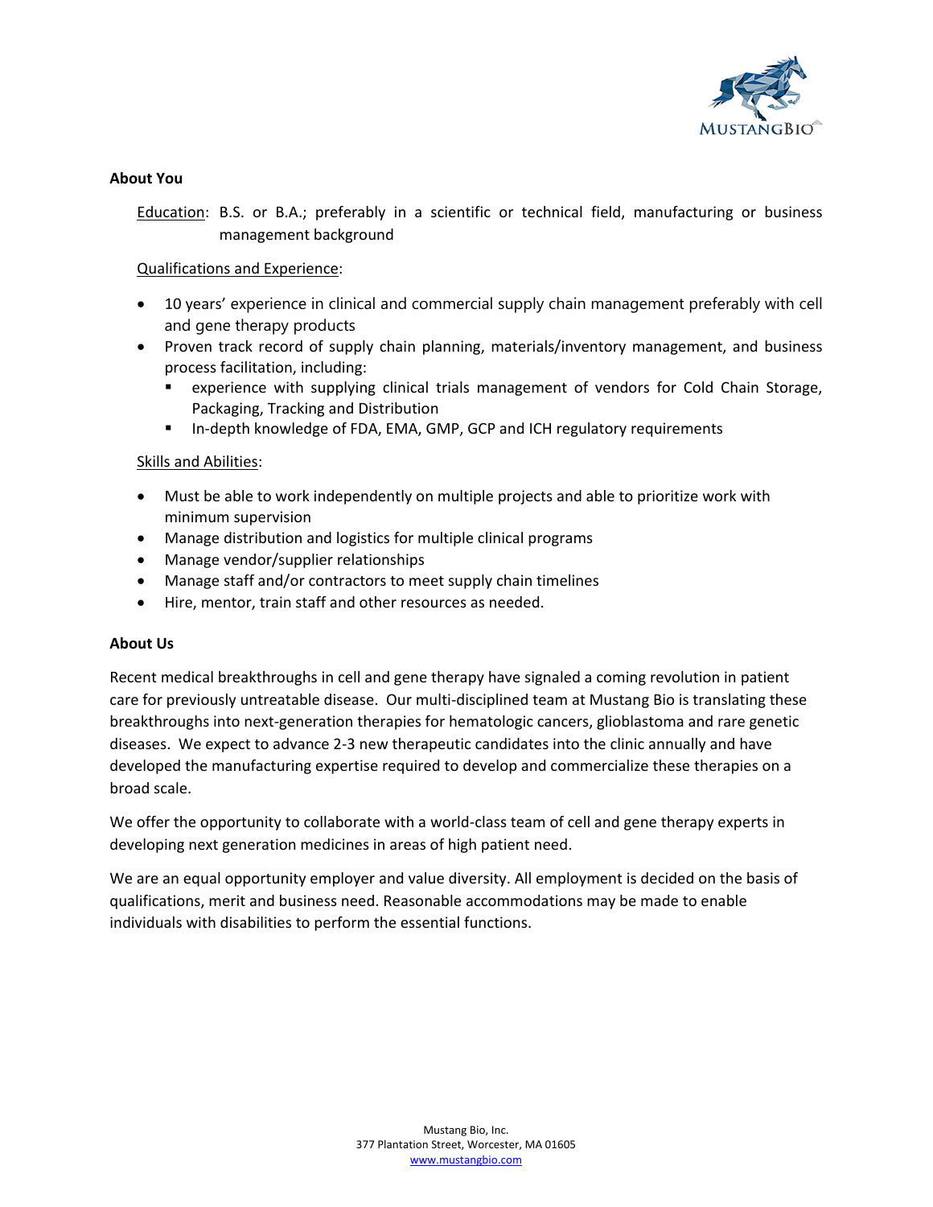**About You**

Education: B.S. or B.A.; preferably in a scientific or technical field, manufacturing or business management background

Qualifications and Experience:

- 10 years' experience in clinical and commercial supply chain management preferably with cell and gene therapy products
- Proven track record of supply chain planning, materials/inventory management, and business process facilitation, including:
  - experience with supplying clinical trials management of vendors for Cold Chain Storage, Packaging, Tracking and Distribution
  - In-depth knowledge of FDA, EMA, GMP, GCP and ICH regulatory requirements

Skills and Abilities:

- Must be able to work independently on multiple projects and able to prioritize work with minimum supervision
- Manage distribution and logistics for multiple clinical programs
- Manage vendor/supplier relationships
- Manage staff and/or contractors to meet supply chain timelines
- Hire, mentor, train staff and other resources as needed.

**About Us**

Recent medical breakthroughs in cell and gene therapy have signaled a coming revolution in patient care for previously untreatable disease. Our multi-disciplined team at Mustang Bio is translating these breakthroughs into next-generation therapies for hematologic cancers, glioblastoma and rare genetic diseases. We expect to advance 2-3 new therapeutic candidates into the clinic annually and have developed the manufacturing expertise required to develop and commercialize these therapies on a broad scale.

We offer the opportunity to collaborate with a world-class team of cell and gene therapy experts in developing next generation medicines in areas of high patient need.

We are an equal opportunity employer and value diversity. All employment is decided on the basis of qualifications, merit and business need. Reasonable accommodations may be made to enable individuals with disabilities to perform the essential functions.